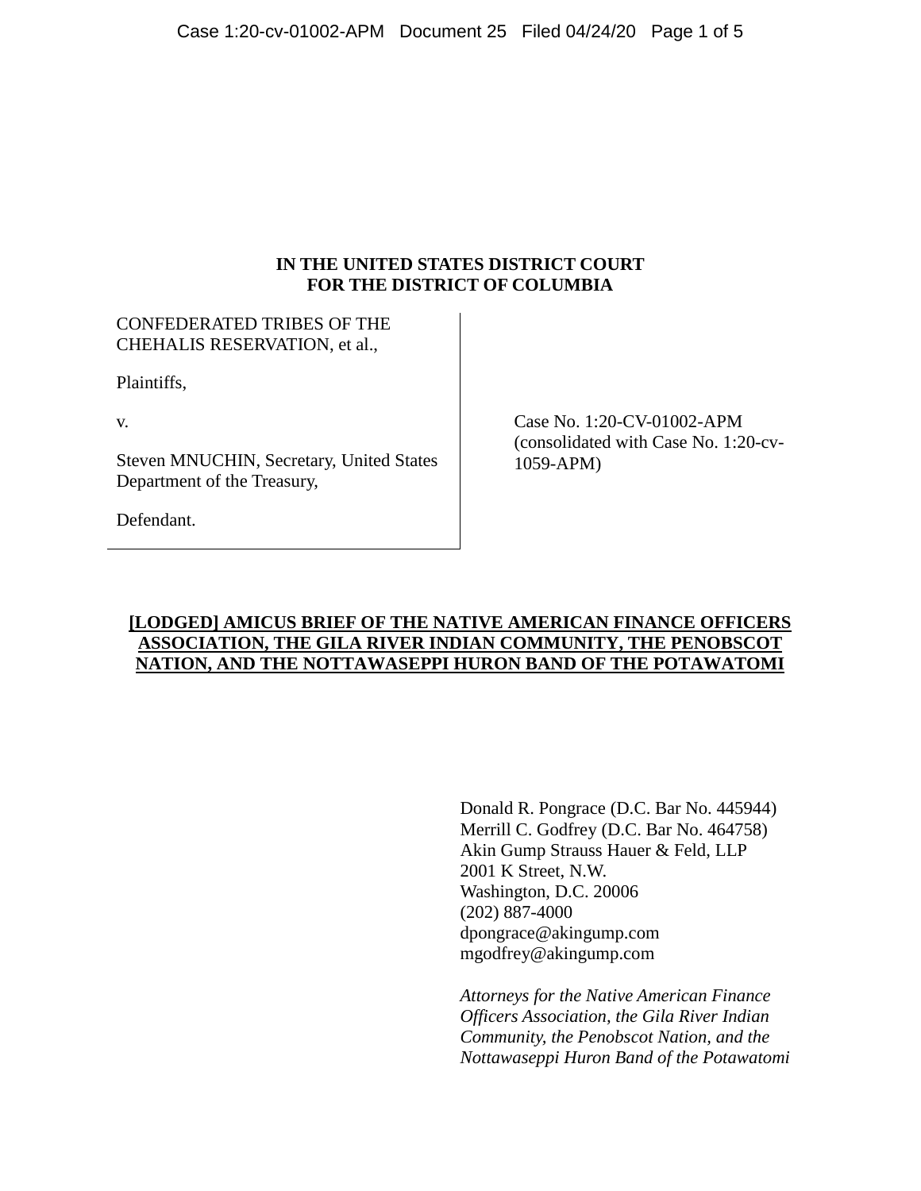**IN THE UNITED STATES DISTRICT COURT**
**FOR THE DISTRICT OF COLUMBIA**

CONFEDERATED TRIBES OF THE CHEHALIS RESERVATION, et al.,

Plaintiffs,

v.

Steven MNUCHIN, Secretary, United States Department of the Treasury,

Defendant.

Case No. 1:20-CV-01002-APM (consolidated with Case No. 1:20-cv-1059-APM)

**[LODGED] AMICUS BRIEF OF THE NATIVE AMERICAN FINANCE OFFICERS ASSOCIATION, THE GILA RIVER INDIAN COMMUNITY, THE PENOBSCOT NATION, AND THE NOTTAWASEPPI HURON BAND OF THE POTAWATOMI**

Donald R. Pongrace (D.C. Bar No. 445944)
Merrill C. Godfrey (D.C. Bar No. 464758)
Akin Gump Strauss Hauer & Feld, LLP
2001 K Street, N.W.
Washington, D.C. 20006
(202) 887-4000
dpongrace@akingump.com
mgodfrey@akingump.com

*Attorneys for the Native American Finance Officers Association, the Gila River Indian Community, the Penobscot Nation, and the Nottawaseppi Huron Band of the Potawatomi*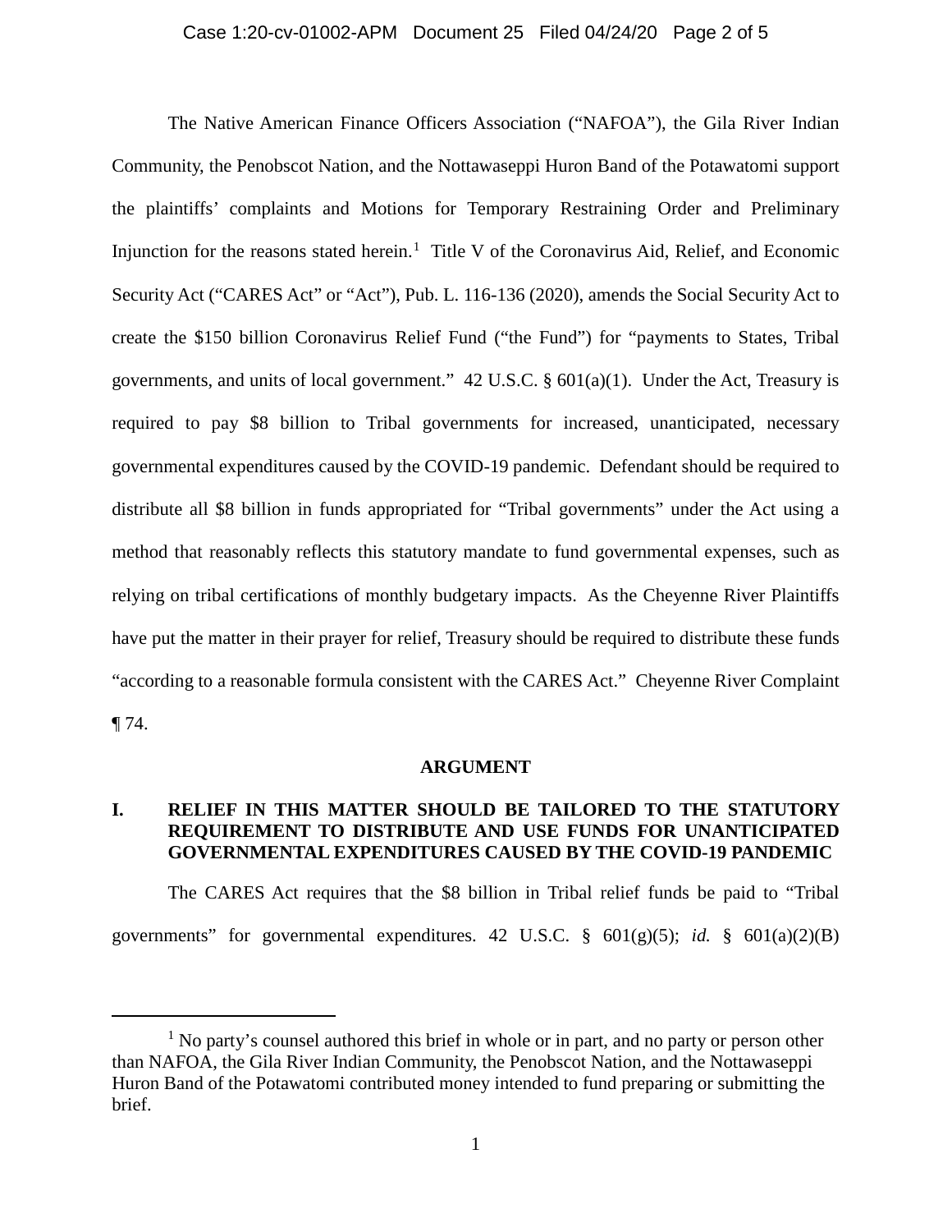The Native American Finance Officers Association ("NAFOA"), the Gila River Indian Community, the Penobscot Nation, and the Nottawaseppi Huron Band of the Potawatomi support the plaintiffs' complaints and Motions for Temporary Restraining Order and Preliminary Injunction for the reasons stated herein.[1] Title V of the Coronavirus Aid, Relief, and Economic Security Act ("CARES Act" or "Act"), Pub. L. 116-136 (2020), amends the Social Security Act to create the $150 billion Coronavirus Relief Fund ("the Fund") for "payments to States, Tribal governments, and units of local government." 42 U.S.C. § 601(a)(1). Under the Act, Treasury is required to pay $8 billion to Tribal governments for increased, unanticipated, necessary governmental expenditures caused by the COVID-19 pandemic. Defendant should be required to distribute all $8 billion in funds appropriated for "Tribal governments" under the Act using a method that reasonably reflects this statutory mandate to fund governmental expenses, such as relying on tribal certifications of monthly budgetary impacts. As the Cheyenne River Plaintiffs have put the matter in their prayer for relief, Treasury should be required to distribute these funds "according to a reasonable formula consistent with the CARES Act." Cheyenne River Complaint ¶ 74.

## ARGUMENT

### I. RELIEF IN THIS MATTER SHOULD BE TAILORED TO THE STATUTORY REQUIREMENT TO DISTRIBUTE AND USE FUNDS FOR UNANTICIPATED GOVERNMENTAL EXPENDITURES CAUSED BY THE COVID-19 PANDEMIC

The CARES Act requires that the $8 billion in Tribal relief funds be paid to "Tribal governments" for governmental expenditures. 42 U.S.C. § 601(g)(5); *id.* § 601(a)(2)(B)

---

[1] No party's counsel authored this brief in whole or in part, and no party or person other than NAFOA, the Gila River Indian Community, the Penobscot Nation, and the Nottawaseppi Huron Band of the Potawatomi contributed money intended to fund preparing or submitting the brief.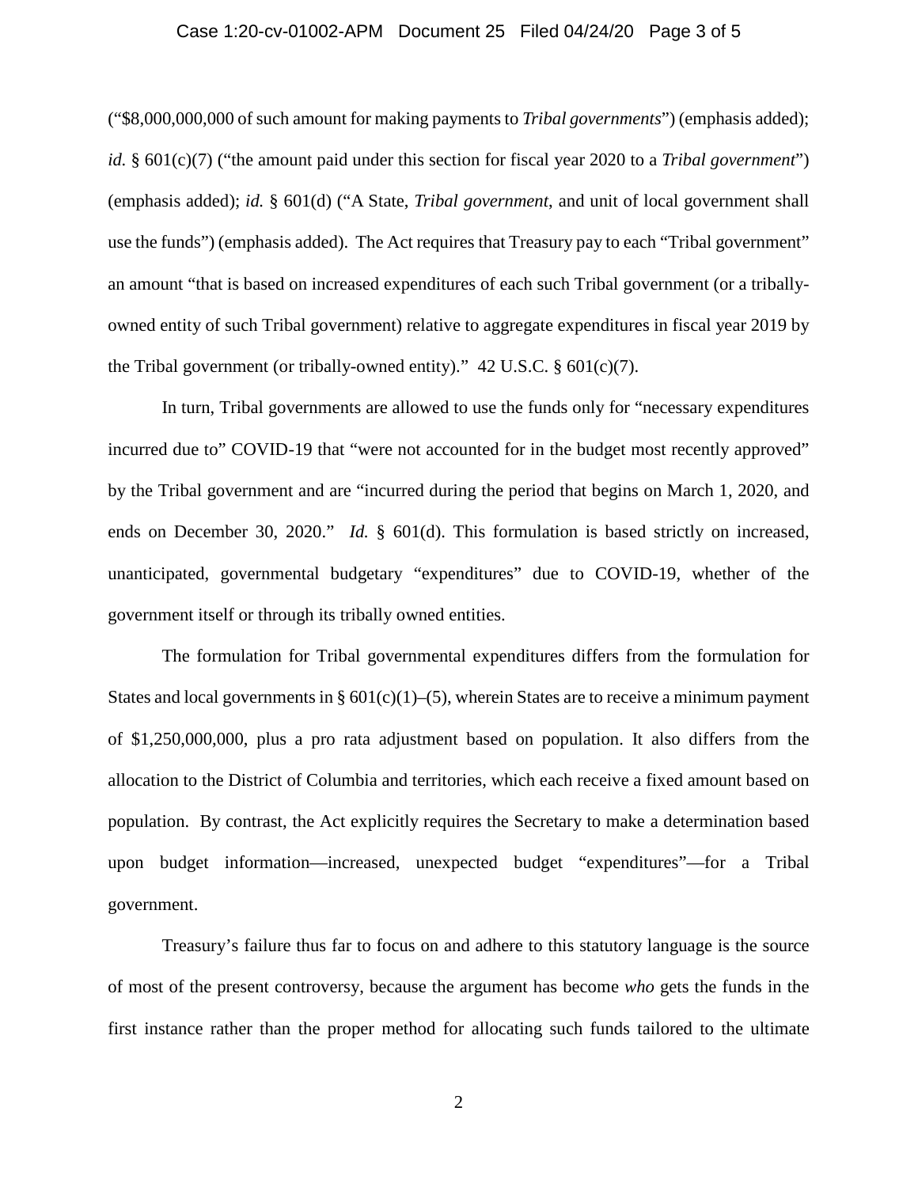("\$8,000,000,000 of such amount for making payments to *Tribal governments*") (emphasis added); *id.* § 601(c)(7) ("the amount paid under this section for fiscal year 2020 to a *Tribal government*") (emphasis added); *id.* § 601(d) ("A State, *Tribal government*, and unit of local government shall use the funds") (emphasis added). The Act requires that Treasury pay to each "Tribal government" an amount "that is based on increased expenditures of each such Tribal government (or a tribally-owned entity of such Tribal government) relative to aggregate expenditures in fiscal year 2019 by the Tribal government (or tribally-owned entity)." 42 U.S.C. § 601(c)(7).

In turn, Tribal governments are allowed to use the funds only for "necessary expenditures incurred due to" COVID-19 that "were not accounted for in the budget most recently approved" by the Tribal government and are "incurred during the period that begins on March 1, 2020, and ends on December 30, 2020." *Id.* § 601(d). This formulation is based strictly on increased, unanticipated, governmental budgetary "expenditures" due to COVID-19, whether of the government itself or through its tribally owned entities.

The formulation for Tribal governmental expenditures differs from the formulation for States and local governments in § 601(c)(1)–(5), wherein States are to receive a minimum payment of \$1,250,000,000, plus a pro rata adjustment based on population. It also differs from the allocation to the District of Columbia and territories, which each receive a fixed amount based on population. By contrast, the Act explicitly requires the Secretary to make a determination based upon budget information—increased, unexpected budget "expenditures"—for a Tribal government.

Treasury's failure thus far to focus on and adhere to this statutory language is the source of most of the present controversy, because the argument has become *who* gets the funds in the first instance rather than the proper method for allocating such funds tailored to the ultimate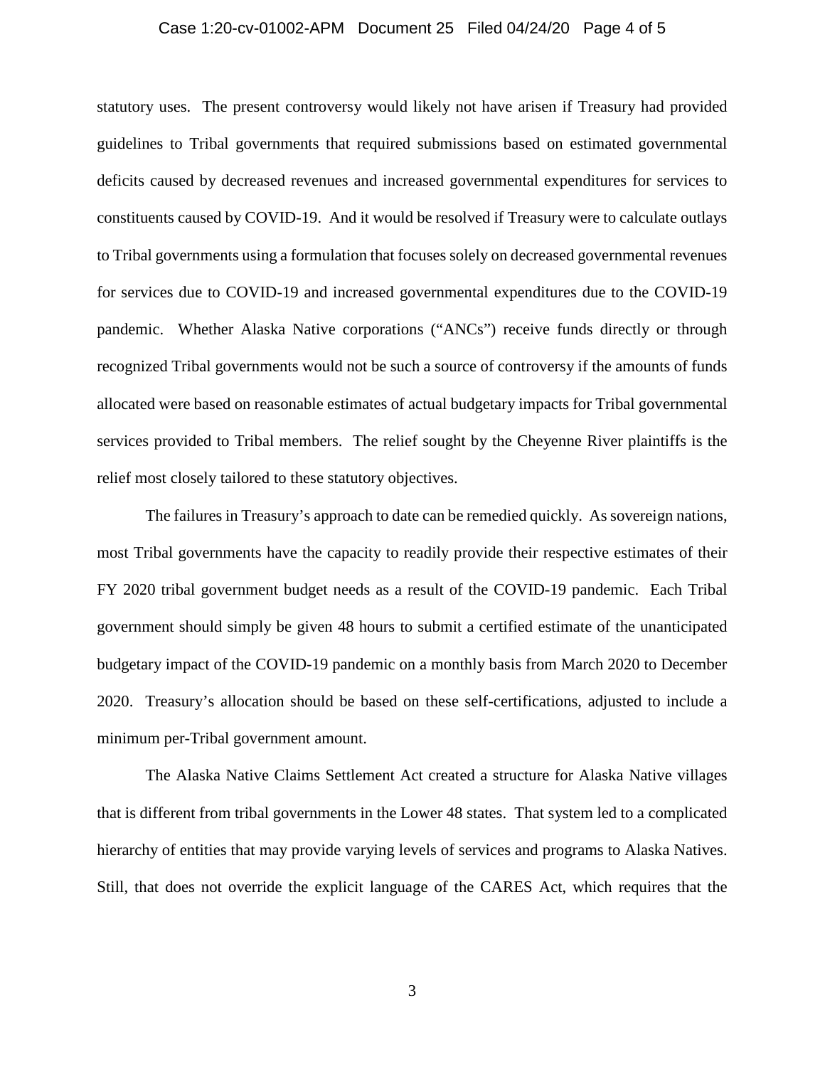statutory uses. The present controversy would likely not have arisen if Treasury had provided guidelines to Tribal governments that required submissions based on estimated governmental deficits caused by decreased revenues and increased governmental expenditures for services to constituents caused by COVID-19. And it would be resolved if Treasury were to calculate outlays to Tribal governments using a formulation that focuses solely on decreased governmental revenues for services due to COVID-19 and increased governmental expenditures due to the COVID-19 pandemic. Whether Alaska Native corporations ("ANCs") receive funds directly or through recognized Tribal governments would not be such a source of controversy if the amounts of funds allocated were based on reasonable estimates of actual budgetary impacts for Tribal governmental services provided to Tribal members. The relief sought by the Cheyenne River plaintiffs is the relief most closely tailored to these statutory objectives.

The failures in Treasury's approach to date can be remedied quickly. As sovereign nations, most Tribal governments have the capacity to readily provide their respective estimates of their FY 2020 tribal government budget needs as a result of the COVID-19 pandemic. Each Tribal government should simply be given 48 hours to submit a certified estimate of the unanticipated budgetary impact of the COVID-19 pandemic on a monthly basis from March 2020 to December 2020. Treasury's allocation should be based on these self-certifications, adjusted to include a minimum per-Tribal government amount.

The Alaska Native Claims Settlement Act created a structure for Alaska Native villages that is different from tribal governments in the Lower 48 states. That system led to a complicated hierarchy of entities that may provide varying levels of services and programs to Alaska Natives. Still, that does not override the explicit language of the CARES Act, which requires that the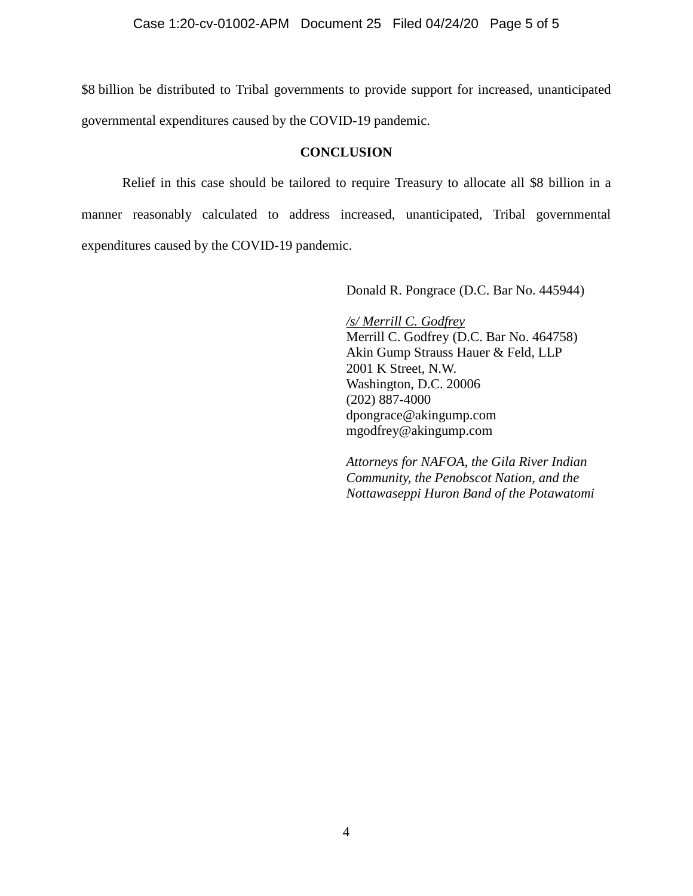$8 billion be distributed to Tribal governments to provide support for increased, unanticipated governmental expenditures caused by the COVID-19 pandemic.

## CONCLUSION

Relief in this case should be tailored to require Treasury to allocate all $8 billion in a manner reasonably calculated to address increased, unanticipated, Tribal governmental expenditures caused by the COVID-19 pandemic.

Donald R. Pongrace (D.C. Bar No. 445944)

*/s/ Merrill C. Godfrey*
Merrill C. Godfrey (D.C. Bar No. 464758)
Akin Gump Strauss Hauer & Feld, LLP
2001 K Street, N.W.
Washington, D.C. 20006
(202) 887-4000
dpongrace@akingump.com
mgodfrey@akingump.com

*Attorneys for NAFOA, the Gila River Indian Community, the Penobscot Nation, and the Nottawaseppi Huron Band of the Potawatomi*